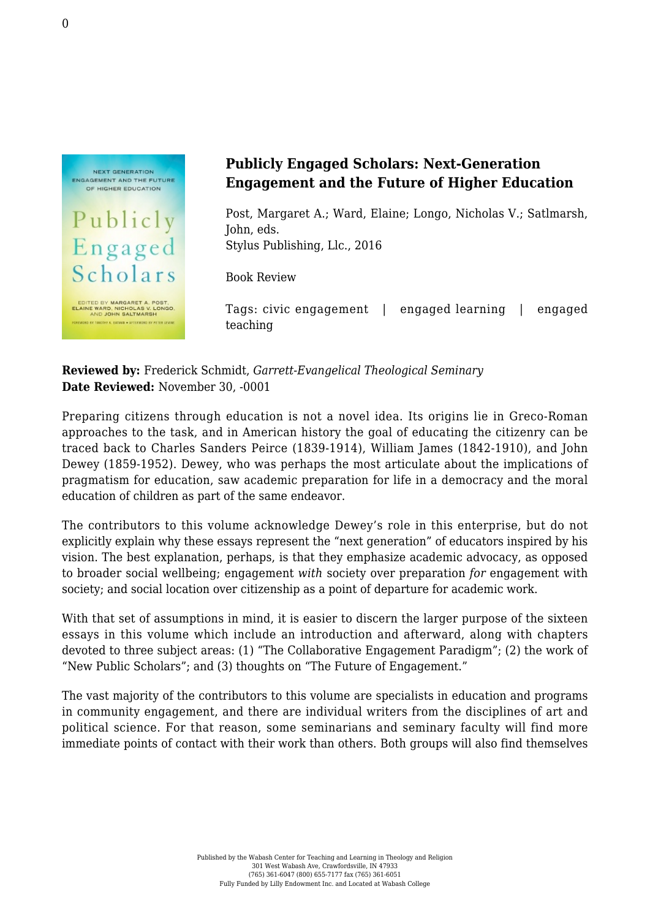## Publicly Engaged Scholars: Next-Generation Engagement and the Future of Higher Education

Post, Margaret A.; Ward, Elaine; Longo, Nicholas V.; Satlmarsh, John, eds.
Stylus Publishing, Llc., 2016

Book Review

Tags: civic engagement | engaged learning | engaged teaching

**Reviewed by:** Frederick Schmidt, *Garrett-Evangelical Theological Seminary*
**Date Reviewed:** November 30, -0001

Preparing citizens through education is not a novel idea. Its origins lie in Greco-Roman approaches to the task, and in American history the goal of educating the citizenry can be traced back to Charles Sanders Peirce (1839-1914), William James (1842-1910), and John Dewey (1859-1952). Dewey, who was perhaps the most articulate about the implications of pragmatism for education, saw academic preparation for life in a democracy and the moral education of children as part of the same endeavor.

The contributors to this volume acknowledge Dewey's role in this enterprise, but do not explicitly explain why these essays represent the "next generation" of educators inspired by his vision. The best explanation, perhaps, is that they emphasize academic advocacy, as opposed to broader social wellbeing; engagement *with* society over preparation *for* engagement with society; and social location over citizenship as a point of departure for academic work.

With that set of assumptions in mind, it is easier to discern the larger purpose of the sixteen essays in this volume which include an introduction and afterward, along with chapters devoted to three subject areas: (1) "The Collaborative Engagement Paradigm"; (2) the work of "New Public Scholars"; and (3) thoughts on "The Future of Engagement."

The vast majority of the contributors to this volume are specialists in education and programs in community engagement, and there are individual writers from the disciplines of art and political science. For that reason, some seminarians and seminary faculty will find more immediate points of contact with their work than others. Both groups will also find themselves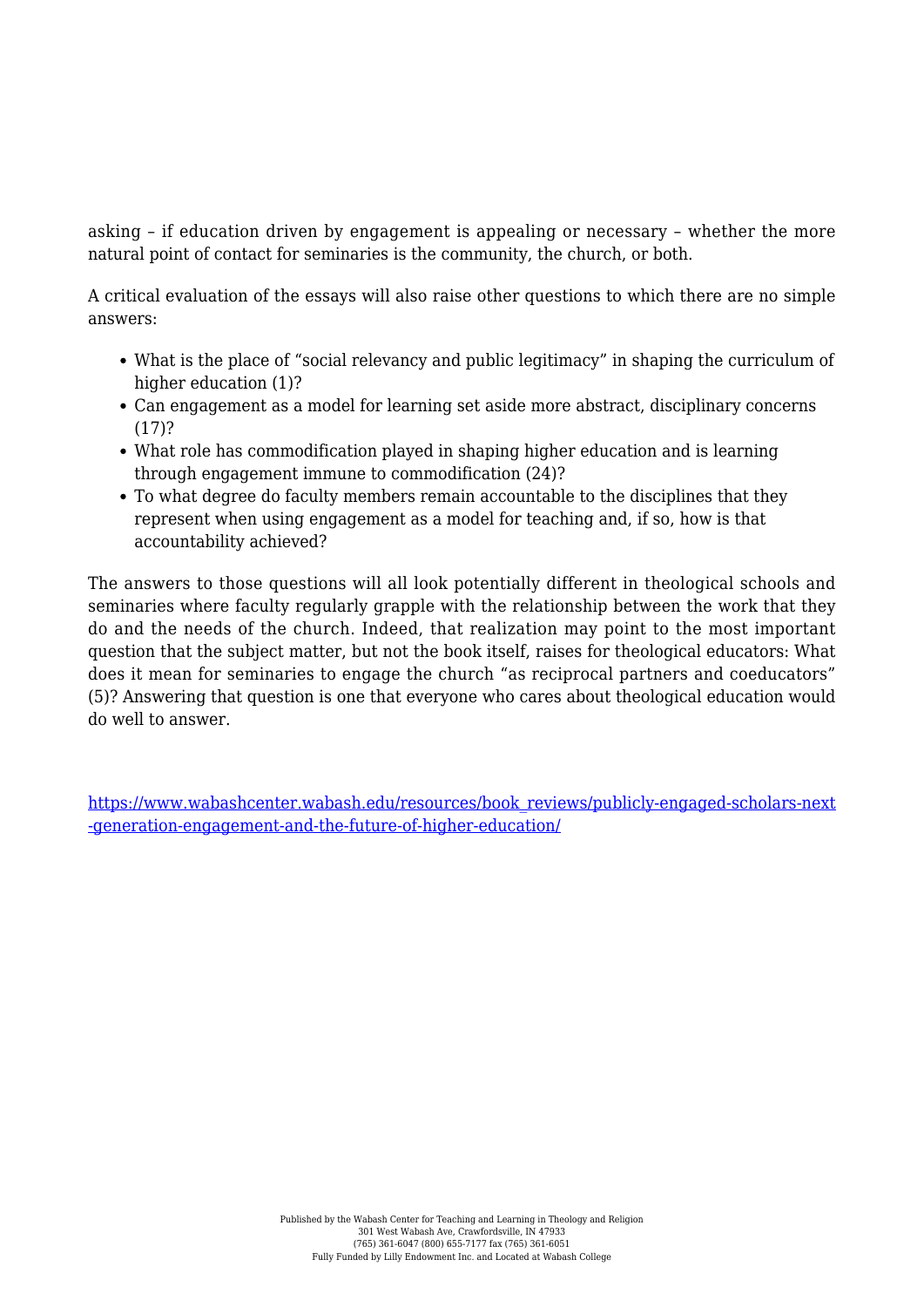asking – if education driven by engagement is appealing or necessary – whether the more natural point of contact for seminaries is the community, the church, or both.

A critical evaluation of the essays will also raise other questions to which there are no simple answers:

- What is the place of "social relevancy and public legitimacy" in shaping the curriculum of higher education (1)?
- Can engagement as a model for learning set aside more abstract, disciplinary concerns (17)?
- What role has commodification played in shaping higher education and is learning through engagement immune to commodification (24)?
- To what degree do faculty members remain accountable to the disciplines that they represent when using engagement as a model for teaching and, if so, how is that accountability achieved?

The answers to those questions will all look potentially different in theological schools and seminaries where faculty regularly grapple with the relationship between the work that they do and the needs of the church. Indeed, that realization may point to the most important question that the subject matter, but not the book itself, raises for theological educators: What does it mean for seminaries to engage the church "as reciprocal partners and coeducators" (5)? Answering that question is one that everyone who cares about theological education would do well to answer.

https://www.wabashcenter.wabash.edu/resources/book_reviews/publicly-engaged-scholars-next-generation-engagement-and-the-future-of-higher-education/

Published by the Wabash Center for Teaching and Learning in Theology and Religion
301 West Wabash Ave, Crawfordsville, IN 47933
(765) 361-6047 (800) 655-7177 fax (765) 361-6051
Fully Funded by Lilly Endowment Inc. and Located at Wabash College